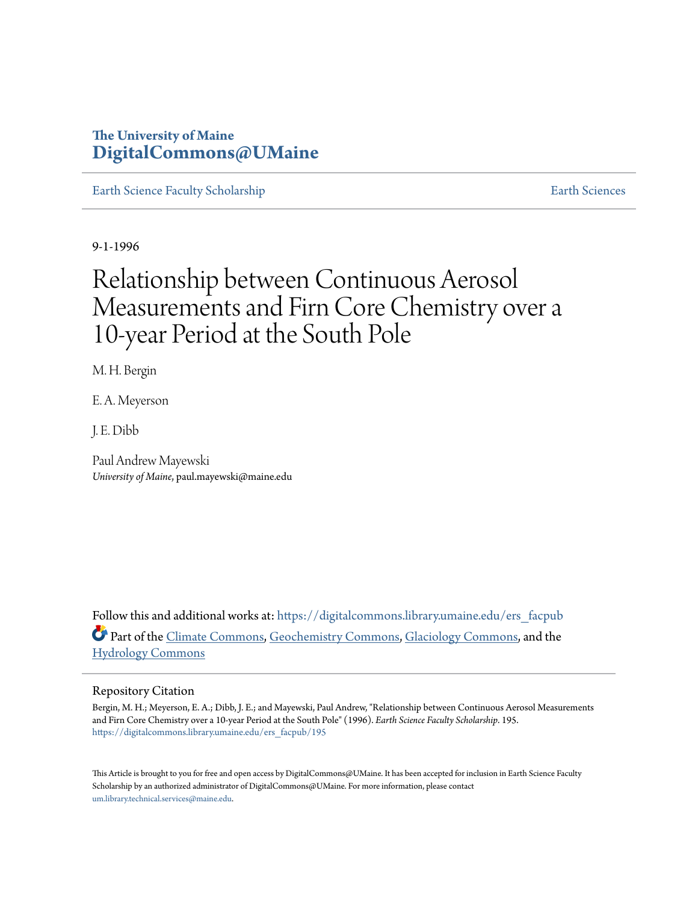The University of Maine
**DigitalCommons@UMaine**

Earth Science Faculty Scholarship — Earth Sciences

9-1-1996

# Relationship between Continuous Aerosol Measurements and Firn Core Chemistry over a 10-year Period at the South Pole

M. H. Bergin

E. A. Meyerson

J. E. Dibb

Paul Andrew Mayewski
*University of Maine*, paul.mayewski@maine.edu

Follow this and additional works at: https://digitalcommons.library.umaine.edu/ers_facpub

Part of the Climate Commons, Geochemistry Commons, Glaciology Commons, and the Hydrology Commons

## Repository Citation

Bergin, M. H.; Meyerson, E. A.; Dibb, J. E.; and Mayewski, Paul Andrew, "Relationship between Continuous Aerosol Measurements and Firn Core Chemistry over a 10-year Period at the South Pole" (1996). *Earth Science Faculty Scholarship*. 195.
https://digitalcommons.library.umaine.edu/ers_facpub/195

This Article is brought to you for free and open access by DigitalCommons@UMaine. It has been accepted for inclusion in Earth Science Faculty Scholarship by an authorized administrator of DigitalCommons@UMaine. For more information, please contact um.library.technical.services@maine.edu.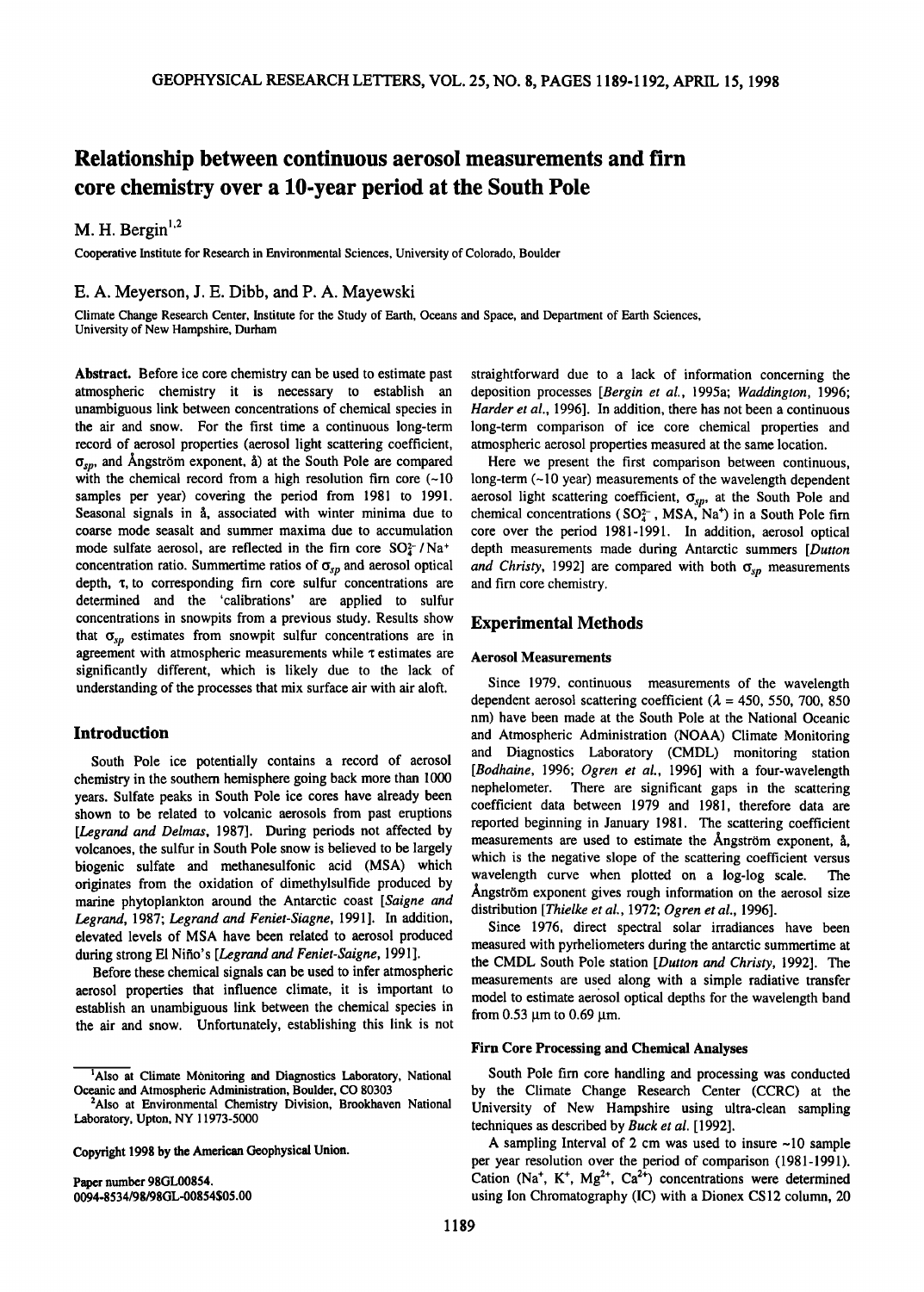# Relationship between continuous aerosol measurements and firn core chemistry over a 10-year period at the South Pole

M. H. Bergin[1,2]

Cooperative Institute for Research in Environmental Sciences, University of Colorado, Boulder

E. A. Meyerson, J. E. Dibb, and P. A. Mayewski

Climate Change Research Center, Institute for the Study of Earth, Oceans and Space, and Department of Earth Sciences, University of New Hampshire, Durham

**Abstract.** Before ice core chemistry can be used to estimate past atmospheric chemistry it is necessary to establish an unambiguous link between concentrations of chemical species in the air and snow. For the first time a continuous long-term record of aerosol properties (aerosol light scattering coefficient, $\sigma_{sp}$, and Ångström exponent, å) at the South Pole are compared with the chemical record from a high resolution firn core (~10 samples per year) covering the period from 1981 to 1991. Seasonal signals in å, associated with winter minima due to coarse mode seasalt and summer maxima due to accumulation mode sulfate aerosol, are reflected in the firn core $SO_4^{2-}$ / $Na^+$ concentration ratio. Summertime ratios of $\sigma_{sp}$ and aerosol optical depth, $\tau$, to corresponding firn core sulfur concentrations are determined and the 'calibrations' are applied to sulfur concentrations in snowpits from a previous study. Results show that $\sigma_{sp}$ estimates from snowpit sulfur concentrations are in agreement with atmospheric measurements while $\tau$ estimates are significantly different, which is likely due to the lack of understanding of the processes that mix surface air with air aloft.

## Introduction

South Pole ice potentially contains a record of aerosol chemistry in the southern hemisphere going back more than 1000 years. Sulfate peaks in South Pole ice cores have already been shown to be related to volcanic aerosols from past eruptions [*Legrand and Delmas*, 1987]. During periods not affected by volcanoes, the sulfur in South Pole snow is believed to be largely biogenic sulfate and methanesulfonic acid (MSA) which originates from the oxidation of dimethylsulfide produced by marine phytoplankton around the Antarctic coast [*Saigne and Legrand*, 1987; *Legrand and Feniet-Siagne*, 1991]. In addition, elevated levels of MSA have been related to aerosol produced during strong El Niño's [*Legrand and Feniet-Saigne*, 1991].

Before these chemical signals can be used to infer atmospheric aerosol properties that influence climate, it is important to establish an unambiguous link between the chemical species in the air and snow. Unfortunately, establishing this link is not straightforward due to a lack of information concerning the deposition processes [*Bergin et al.*, 1995a; *Waddington*, 1996; *Harder et al.*, 1996]. In addition, there has not been a continuous long-term comparison of ice core chemical properties and atmospheric aerosol properties measured at the same location.

Here we present the first comparison between continuous, long-term (~10 year) measurements of the wavelength dependent aerosol light scattering coefficient, $\sigma_{sp}$, at the South Pole and chemical concentrations ($SO_4^{2-}$, MSA, $Na^+$) in a South Pole firn core over the period 1981-1991. In addition, aerosol optical depth measurements made during Antarctic summers [*Dutton and Christy*, 1992] are compared with both $\sigma_{sp}$ measurements and firn core chemistry.

## Experimental Methods

### Aerosol Measurements

Since 1979, continuous measurements of the wavelength dependent aerosol scattering coefficient ($\lambda$ = 450, 550, 700, 850 nm) have been made at the South Pole at the National Oceanic and Atmospheric Administration (NOAA) Climate Monitoring and Diagnostics Laboratory (CMDL) monitoring station [*Bodhaine*, 1996; *Ogren et al.*, 1996] with a four-wavelength nephelometer. There are significant gaps in the scattering coefficient data between 1979 and 1981, therefore data are reported beginning in January 1981. The scattering coefficient measurements are used to estimate the Ångström exponent, å, which is the negative slope of the scattering coefficient versus wavelength curve when plotted on a log-log scale. The Ångström exponent gives rough information on the aerosol size distribution [*Thielke et al.*, 1972; *Ogren et al.*, 1996].

Since 1976, direct spectral solar irradiances have been measured with pyrheliometers during the antarctic summertime at the CMDL South Pole station [*Dutton and Christy*, 1992]. The measurements are used along with a simple radiative transfer model to estimate aerosol optical depths for the wavelength band from 0.53 μm to 0.69 μm.

### Firn Core Processing and Chemical Analyses

South Pole firn core handling and processing was conducted by the Climate Change Research Center (CCRC) at the University of New Hampshire using ultra-clean sampling techniques as described by *Buck et al.* [1992].

A sampling Interval of 2 cm was used to insure ~10 sample per year resolution over the period of comparison (1981-1991). Cation ($Na^+$, $K^+$, $Mg^{2+}$, $Ca^{2+}$) concentrations were determined using Ion Chromatography (IC) with a Dionex CS12 column, 20

---

[1]Also at Climate Monitoring and Diagnostics Laboratory, National Oceanic and Atmospheric Administration, Boulder, CO 80303

[2]Also at Environmental Chemistry Division, Brookhaven National Laboratory, Upton, NY 11973-5000

Copyright 1998 by the American Geophysical Union.

Paper number 98GL00854.
0094-8534/98/98GL-00854$05.00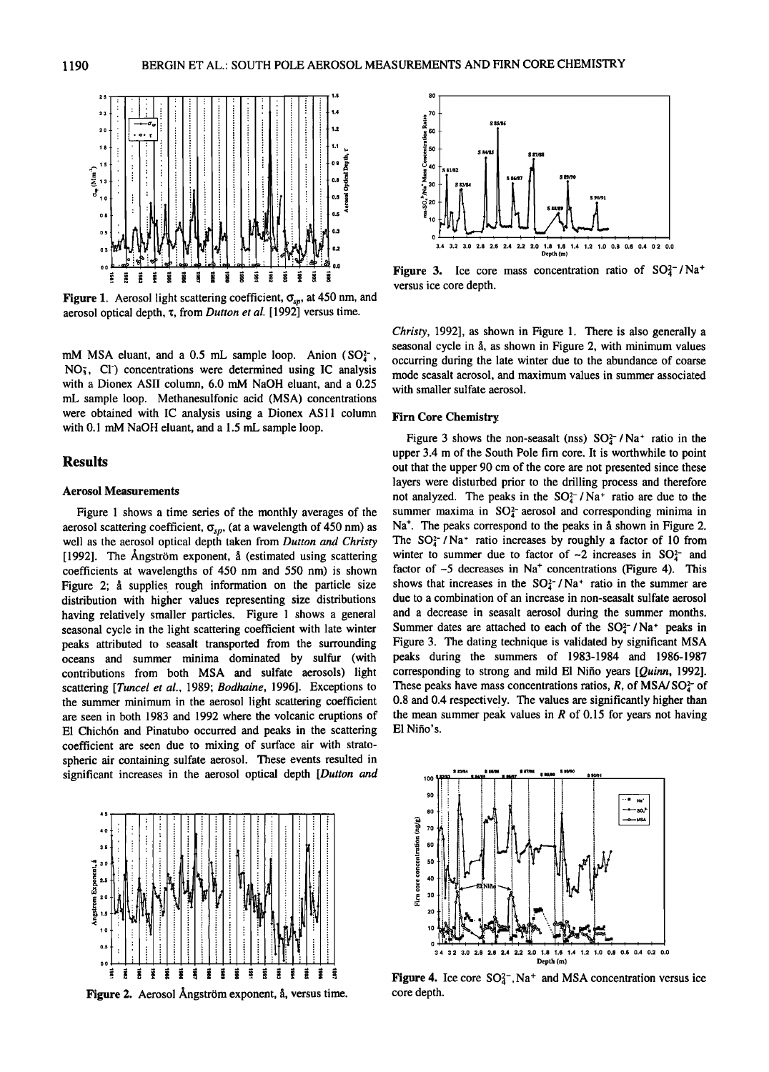Figure 1. Aerosol light scattering coefficient, $\sigma_{sp}$, at 450 nm, and aerosol optical depth, $\tau$, from *Dutton et al.* [1992] versus time.

mM MSA eluant, and a 0.5 mL sample loop. Anion ($SO_4^{2-}$, $NO_3^-$, $Cl^-$) concentrations were determined using IC analysis with a Dionex ASII column, 6.0 mM NaOH eluant, and a 0.25 mL sample loop. Methanesulfonic acid (MSA) concentrations were obtained with IC analysis using a Dionex AS11 column with 0.1 mM NaOH eluant, and a 1.5 mL sample loop.

## Results

### Aerosol Measurements

Figure 1 shows a time series of the monthly averages of the aerosol scattering coefficient, $\sigma_{sp}$, (at a wavelength of 450 nm) as well as the aerosol optical depth taken from *Dutton and Christy* [1992]. The Ångström exponent, å (estimated using scattering coefficients at wavelengths of 450 nm and 550 nm) is shown Figure 2; å supplies rough information on the particle size distribution with higher values representing size distributions having relatively smaller particles. Figure 1 shows a general seasonal cycle in the light scattering coefficient with late winter peaks attributed to seasalt transported from the surrounding oceans and summer minima dominated by sulfur (with contributions from both MSA and sulfate aerosols) light scattering [*Tuncel et al.*, 1989; *Bodhaine*, 1996]. Exceptions to the summer minimum in the aerosol light scattering coefficient are seen in both 1983 and 1992 where the volcanic eruptions of El Chichón and Pinatubo occurred and peaks in the scattering coefficient are seen due to mixing of surface air with stratospheric air containing sulfate aerosol. These events resulted in significant increases in the aerosol optical depth [*Dutton and Christy*, 1992], as shown in Figure 1. There is also generally a seasonal cycle in å, as shown in Figure 2, with minimum values occurring during the late winter due to the abundance of coarse mode seasalt aerosol, and maximum values in summer associated with smaller sulfate aerosol.

Figure 2. Aerosol Ångström exponent, å, versus time.

Figure 3. Ice core mass concentration ratio of $SO_4^{2-}/Na^+$ versus ice core depth.

### Firn Core Chemistry

Figure 3 shows the non-seasalt (nss) $SO_4^{2-}/Na^+$ ratio in the upper 3.4 m of the South Pole firn core. It is worthwhile to point out that the upper 90 cm of the core are not presented since these layers were disturbed prior to the drilling process and therefore not analyzed. The peaks in the $SO_4^{2-}/Na^+$ ratio are due to the summer maxima in $SO_4^{2-}$ aerosol and corresponding minima in $Na^+$. The peaks correspond to the peaks in å shown in Figure 2. The $SO_4^{2-}/Na^+$ ratio increases by roughly a factor of 10 from winter to summer due to factor of ~2 increases in $SO_4^{2-}$ and factor of ~5 decreases in $Na^+$ concentrations (Figure 4). This shows that increases in the $SO_4^{2-}/Na^+$ ratio in the summer are due to a combination of an increase in non-seasalt sulfate aerosol and a decrease in seasalt aerosol during the summer months. Summer dates are attached to each of the $SO_4^{2-}/Na^+$ peaks in Figure 3. The dating technique is validated by significant MSA peaks during the summers of 1983-1984 and 1986-1987 corresponding to strong and mild El Niño years [*Quinn*, 1992]. These peaks have mass concentrations ratios, $R$, of MSA/$SO_4^{2-}$ of 0.8 and 0.4 respectively. The values are significantly higher than the mean summer peak values in $R$ of 0.15 for years not having El Niño's.

Figure 4. Ice core $SO_4^{2-}$, $Na^+$ and MSA concentration versus ice core depth.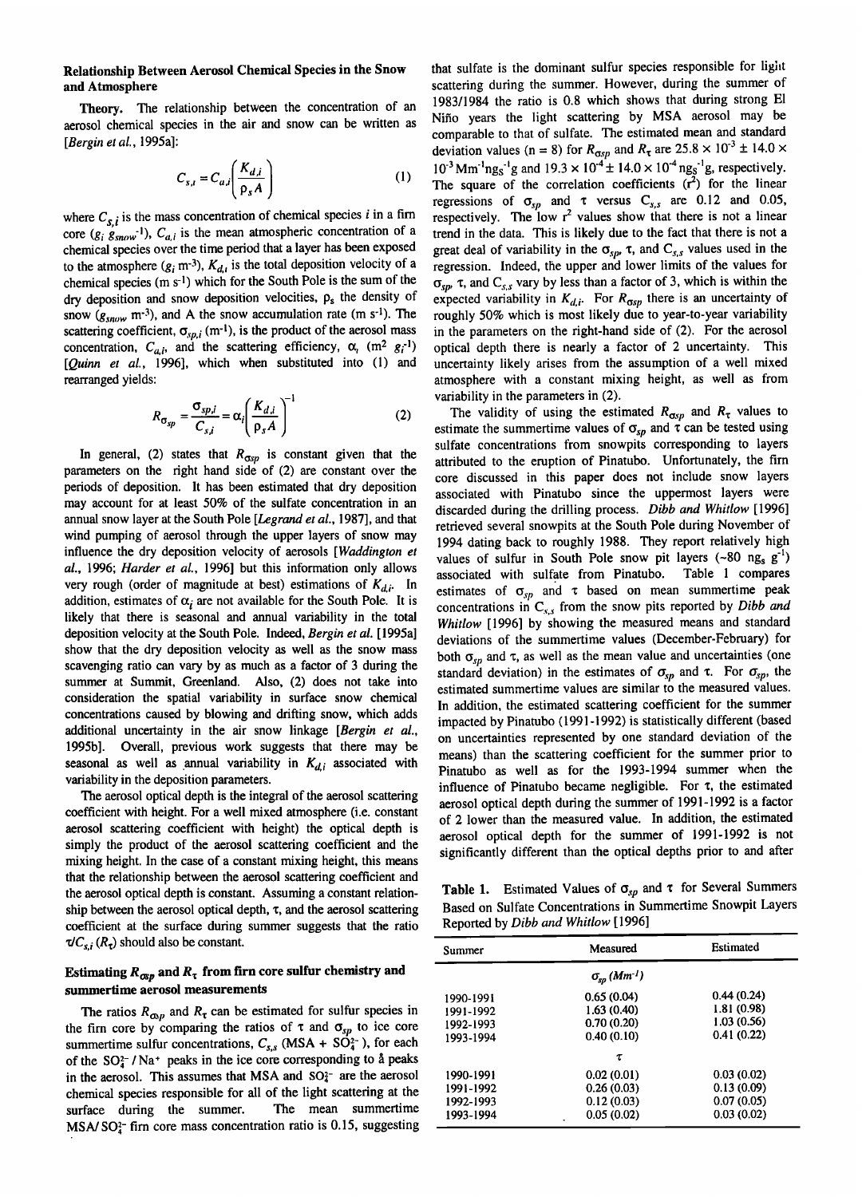### Relationship Between Aerosol Chemical Species in the Snow and Atmosphere

**Theory.** The relationship between the concentration of an aerosol chemical species in the air and snow can be written as [*Bergin et al.*, 1995a]:

$$C_{s,i} = C_{a,i}\left(\frac{K_{d,i}}{\rho_s A}\right) \tag{1}$$

where $C_{s,i}$ is the mass concentration of chemical species $i$ in a firn core ($g_i\ g_{snow}^{-1}$), $C_{a,i}$ is the mean atmospheric concentration of a chemical species over the time period that a layer has been exposed to the atmosphere ($g_i\ m^{-3}$), $K_{d,i}$ is the total deposition velocity of a chemical species ($m\ s^{-1}$) which for the South Pole is the sum of the dry deposition and snow deposition velocities, $\rho_s$ the density of snow ($g_{snow}\ m^{-3}$), and A the snow accumulation rate ($m\ s^{-1}$). The scattering coefficient, $\sigma_{sp,i}$ ($m^{-1}$), is the product of the aerosol mass concentration, $C_{a,i}$, and the scattering efficiency, $\alpha_i$ ($m^2\ g_i^{-1}$) [*Quinn et al.*, 1996], which when substituted into (1) and rearranged yields:

$$R_{\sigma_{sp}} = \frac{\sigma_{sp,i}}{C_{s,i}} = \alpha_i\left(\frac{K_{d,i}}{\rho_s A}\right)^{-1} \tag{2}$$

In general, (2) states that $R_{\sigma sp}$ is constant given that the parameters on the right hand side of (2) are constant over the periods of deposition. It has been estimated that dry deposition may account for at least 50% of the sulfate concentration in an annual snow layer at the South Pole [*Legrand et al.*, 1987], and that wind pumping of aerosol through the upper layers of snow may influence the dry deposition velocity of aerosols [*Waddington et al.*, 1996; *Harder et al.*, 1996] but this information only allows very rough (order of magnitude at best) estimations of $K_{d,i}$. In addition, estimates of $\alpha_i$ are not available for the South Pole. It is likely that there is seasonal and annual variability in the total deposition velocity at the South Pole. Indeed, *Bergin et al.* [1995a] show that the dry deposition velocity as well as the snow mass scavenging ratio can vary by as much as a factor of 3 during the summer at Summit, Greenland. Also, (2) does not take into consideration the spatial variability in surface snow chemical concentrations caused by blowing and drifting snow, which adds additional uncertainty in the air snow linkage [*Bergin et al.*, 1995b]. Overall, previous work suggests that there may be seasonal as well as annual variability in $K_{d,i}$ associated with variability in the deposition parameters.

The aerosol optical depth is the integral of the aerosol scattering coefficient with height. For a well mixed atmosphere (i.e. constant aerosol scattering coefficient with height) the optical depth is simply the product of the aerosol scattering coefficient and the mixing height. In the case of a constant mixing height, this means that the relationship between the aerosol scattering coefficient and the aerosol optical depth is constant. Assuming a constant relationship between the aerosol optical depth, $\tau$, and the aerosol scattering coefficient at the surface during summer suggests that the ratio $\tau/C_{s,i}$ ($R_\tau$) should also be constant.

### Estimating $R_{\sigma sp}$ and $R_\tau$ from firn core sulfur chemistry and summertime aerosol measurements

The ratios $R_{\sigma sp}$ and $R_\tau$ can be estimated for sulfur species in the firn core by comparing the ratios of $\tau$ and $\sigma_{sp}$ to ice core summertime sulfur concentrations, $C_{s,s}$ (MSA + $SO_4^{2-}$), for each of the $SO_4^{2-}/Na^+$ peaks in the ice core corresponding to å peaks in the aerosol. This assumes that MSA and $SO_4^{2-}$ are the aerosol chemical species responsible for all of the light scattering at the surface during the summer. The mean summertime MSA/$SO_4^{2-}$ firn core mass concentration ratio is 0.15, suggesting that sulfate is the dominant sulfur species responsible for light scattering during the summer. However, during the summer of 1983/1984 the ratio is 0.8 which shows that during strong El Niño years the light scattering by MSA aerosol may be comparable to that of sulfate. The estimated mean and standard deviation values (n = 8) for $R_{\sigma sp}$ and $R_\tau$ are $25.8 \times 10^{-3} \pm 14.0 \times 10^{-3}$ $Mm^{-1}ng_s^{-1}g$ and $19.3 \times 10^{-4} \pm 14.0 \times 10^{-4}$ $ng_s^{-1}g$, respectively. The square of the correlation coefficients ($r^2$) for the linear regressions of $\sigma_{sp}$ and $\tau$ versus $C_{s,s}$ are 0.12 and 0.05, respectively. The low $r^2$ values show that there is not a linear trend in the data. This is likely due to the fact that there is not a great deal of variability in the $\sigma_{sp}$, $\tau$, and $C_{s,s}$ values used in the regression. Indeed, the upper and lower limits of the values for $\sigma_{sp}$, $\tau$, and $C_{s,s}$ vary by less than a factor of 3, which is within the expected variability in $K_{d,i}$. For $R_{\sigma sp}$ there is an uncertainty of roughly 50% which is most likely due to year-to-year variability in the parameters on the right-hand side of (2). For the aerosol optical depth there is nearly a factor of 2 uncertainty. This uncertainty likely arises from the assumption of a well mixed atmosphere with a constant mixing height, as well as from variability in the parameters in (2).

The validity of using the estimated $R_{\sigma sp}$ and $R_\tau$ values to estimate the summertime values of $\sigma_{sp}$ and $\tau$ can be tested using sulfate concentrations from snowpits corresponding to layers attributed to the eruption of Pinatubo. Unfortunately, the firn core discussed in this paper does not include snow layers associated with Pinatubo since the uppermost layers were discarded during the drilling process. *Dibb and Whitlow* [1996] retrieved several snowpits at the South Pole during November of 1994 dating back to roughly 1988. They report relatively high values of sulfur in South Pole snow pit layers (~80 $ng_s\ g^{-1}$) associated with sulfate from Pinatubo. Table 1 compares estimates of $\sigma_{sp}$ and $\tau$ based on mean summertime peak concentrations in $C_{s,s}$ from the snow pits reported by *Dibb and Whitlow* [1996] by showing the measured means and standard deviations of the summertime values (December-February) for both $\sigma_{sp}$ and $\tau$, as well as the mean value and uncertainties (one standard deviation) in the estimates of $\sigma_{sp}$ and $\tau$. For $\sigma_{sp}$, the estimated summertime values are similar to the measured values. In addition, the estimated scattering coefficient for the summer impacted by Pinatubo (1991-1992) is statistically different (based on uncertainties represented by one standard deviation of the means) than the scattering coefficient for the summer prior to Pinatubo as well as for the 1993-1994 summer when the influence of Pinatubo became negligible. For $\tau$, the estimated aerosol optical depth during the summer of 1991-1992 is a factor of 2 lower than the measured value. In addition, the estimated aerosol optical depth for the summer of 1991-1992 is not significantly different than the optical depths prior to and after

**Table 1.** Estimated Values of $\sigma_{sp}$ and $\tau$ for Several Summers Based on Sulfate Concentrations in Summertime Snowpit Layers Reported by *Dibb and Whitlow* [1996]

| Summer | Measured | Estimated |
|---|---|---|
| | $\sigma_{sp}$ ($Mm^{-1}$) | |
| 1990-1991 | 0.65 (0.04) | 0.44 (0.24) |
| 1991-1992 | 1.63 (0.40) | 1.81 (0.98) |
| 1992-1993 | 0.70 (0.20) | 1.03 (0.56) |
| 1993-1994 | 0.40 (0.10) | 0.41 (0.22) |
| | $\tau$ | |
| 1990-1991 | 0.02 (0.01) | 0.03 (0.02) |
| 1991-1992 | 0.26 (0.03) | 0.13 (0.09) |
| 1992-1993 | 0.12 (0.03) | 0.07 (0.05) |
| 1993-1994 | 0.05 (0.02) | 0.03 (0.02) |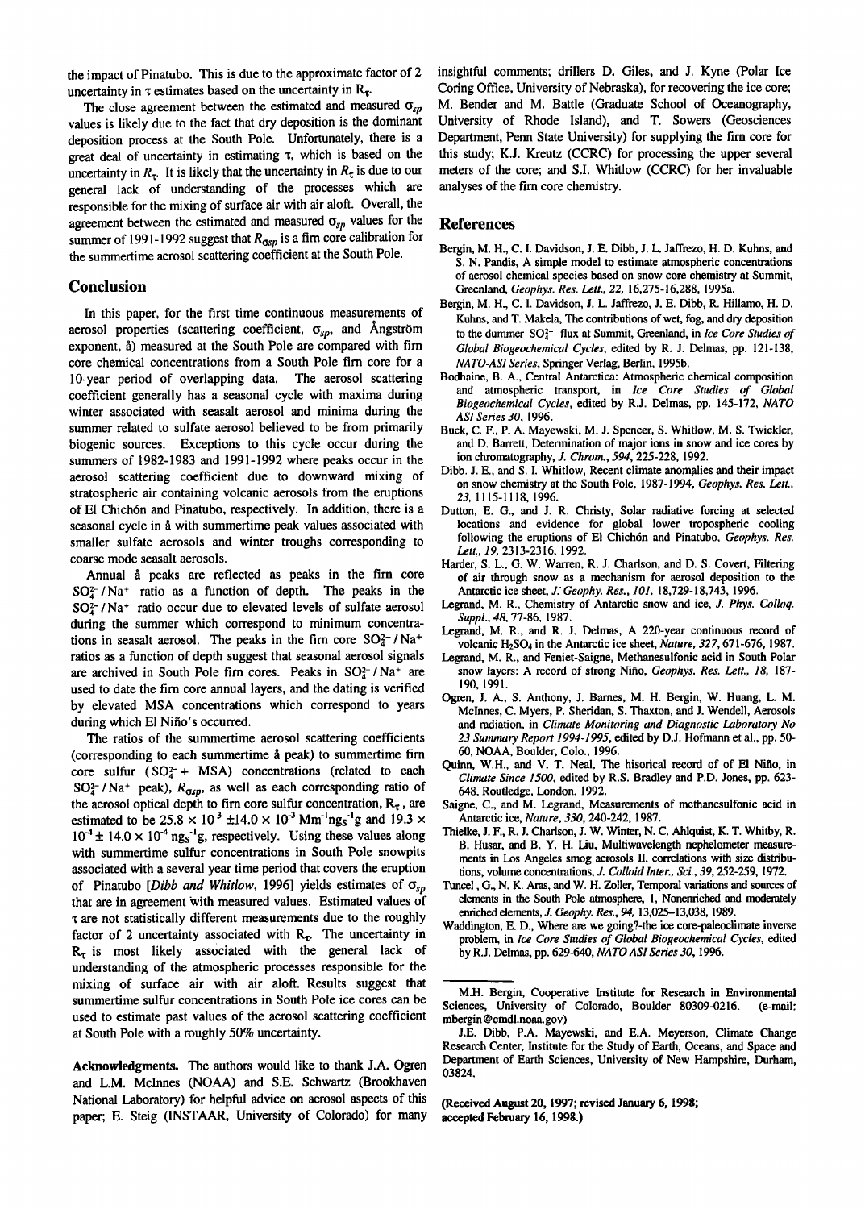the impact of Pinatubo. This is due to the approximate factor of 2 uncertainty in $\tau$ estimates based on the uncertainty in $R_\tau$.

The close agreement between the estimated and measured $\sigma_{sp}$ values is likely due to the fact that dry deposition is the dominant deposition process at the South Pole. Unfortunately, there is a great deal of uncertainty in estimating $\tau$, which is based on the uncertainty in $R_\tau$. It is likely that the uncertainty in $R_\tau$ is due to our general lack of understanding of the processes which are responsible for the mixing of surface air with air aloft. Overall, the agreement between the estimated and measured $\sigma_{sp}$ values for the summer of 1991-1992 suggest that $R_{\sigma sp}$ is a firn core calibration for the summertime aerosol scattering coefficient at the South Pole.

## Conclusion

In this paper, for the first time continuous measurements of aerosol properties (scattering coefficient, $\sigma_{sp}$, and Ångström exponent, å) measured at the South Pole are compared with firn core chemical concentrations from a South Pole firn core for a 10-year period of overlapping data. The aerosol scattering coefficient generally has a seasonal cycle with maxima during winter associated with seasalt aerosol and minima during the summer related to sulfate aerosol believed to be from primarily biogenic sources. Exceptions to this cycle occur during the summers of 1982-1983 and 1991-1992 where peaks occur in the aerosol scattering coefficient due to downward mixing of stratospheric air containing volcanic aerosols from the eruptions of El Chichón and Pinatubo, respectively. In addition, there is a seasonal cycle in å with summertime peak values associated with smaller sulfate aerosols and winter troughs corresponding to coarse mode seasalt aerosols.

Annual å peaks are reflected as peaks in the firn core $SO_4^{2-}/Na^+$ ratio as a function of depth. The peaks in the $SO_4^{2-}/Na^+$ ratio occur due to elevated levels of sulfate aerosol during the summer which correspond to minimum concentrations in seasalt aerosol. The peaks in the firn core $SO_4^{2-}/Na^+$ ratios as a function of depth suggest that seasonal aerosol signals are archived in South Pole firn cores. Peaks in $SO_4^{2-}/Na^+$ are used to date the firn core annual layers, and the dating is verified by elevated MSA concentrations which correspond to years during which El Niño's occurred.

The ratios of the summertime aerosol scattering coefficients (corresponding to each summertime å peak) to summertime firn core sulfur ($SO_4^{2-}$ + MSA) concentrations (related to each $SO_4^{2-}/Na^+$ peak), $R_{\sigma sp}$, as well as each corresponding ratio of the aerosol optical depth to firn core sulfur concentration, $R_\tau$, are estimated to be $25.8 \times 10^{-3} \pm 14.0 \times 10^{-3}$ $Mm^{-1}ng_S^{-1}g$ and $19.3 \times 10^{-4} \pm 14.0 \times 10^{-4}$ $ng_S^{-1}g$, respectively. Using these values along with summertime sulfur concentrations in South Pole snowpits associated with a several year time period that covers the eruption of Pinatubo [*Dibb and Whitlow*, 1996] yields estimates of $\sigma_{sp}$ that are in agreement with measured values. Estimated values of $\tau$ are not statistically different measurements due to the roughly factor of 2 uncertainty associated with $R_\tau$. The uncertainty in $R_\tau$ is most likely associated with the general lack of understanding of the atmospheric processes responsible for the mixing of surface air with air aloft. Results suggest that summertime sulfur concentrations in South Pole ice cores can be used to estimate past values of the aerosol scattering coefficient at South Pole with a roughly 50% uncertainty.

**Acknowledgments.** The authors would like to thank J.A. Ogren and L.M. McInnes (NOAA) and S.E. Schwartz (Brookhaven National Laboratory) for helpful advice on aerosol aspects of this paper; E. Steig (INSTAAR, University of Colorado) for many insightful comments; drillers D. Giles, and J. Kyne (Polar Ice Coring Office, University of Nebraska), for recovering the ice core; M. Bender and M. Battle (Graduate School of Oceanography, University of Rhode Island), and T. Sowers (Geosciences Department, Penn State University) for supplying the firn core for this study; K.J. Kreutz (CCRC) for processing the upper several meters of the core; and S.I. Whitlow (CCRC) for her invaluable analyses of the firn core chemistry.

## References

Bergin, M. H., C. I. Davidson, J. E. Dibb, J. L. Jaffrezo, H. D. Kuhns, and S. N. Pandis, A simple model to estimate atmospheric concentrations of aerosol chemical species based on snow core chemistry at Summit, Greenland, *Geophys. Res. Lett.*, *22*, 16,275-16,288, 1995a.

Bergin, M. H., C. I. Davidson, J. L. Jaffrezo, J. E. Dibb, R. Hillamo, H. D. Kuhns, and T. Makela, The contributions of wet, fog, and dry deposition to the dummer $SO_4^{2-}$ flux at Summit, Greenland, in *Ice Core Studies of Global Biogeochemical Cycles*, edited by R. J. Delmas, pp. 121-138, *NATO-ASI Series*, Springer Verlag, Berlin, 1995b.

Bodhaine, B. A., Central Antarctica: Atmospheric chemical composition and atmospheric transport, in *Ice Core Studies of Global Biogeochemical Cycles*, edited by R.J. Delmas, pp. 145-172, *NATO ASI Series 30*, 1996.

Buck, C. F., P. A. Mayewski, M. J. Spencer, S. Whitlow, M. S. Twickler, and D. Barrett, Determination of major ions in snow and ice cores by ion chromatography, *J. Chrom.*, *594*, 225-228, 1992.

Dibb, J. E., and S. I. Whitlow, Recent climate anomalies and their impact on snow chemistry at the South Pole, 1987-1994, *Geophys. Res. Lett.*, *23*, 1115-1118, 1996.

Dutton, E. G., and J. R. Christy, Solar radiative forcing at selected locations and evidence for global lower tropospheric cooling following the eruptions of El Chichón and Pinatubo, *Geophys. Res. Lett.*, *19*, 2313-2316, 1992.

Harder, S. L., G. W. Warren, R. J. Charlson, and D. S. Covert, Filtering of air through snow as a mechanism for aerosol deposition to the Antarctic ice sheet, *J. Geophy. Res.*, *101*, 18,729-18,743, 1996.

Legrand, M. R., Chemistry of Antarctic snow and ice, *J. Phys. Colloq. Suppl.*, *48*, 77-86, 1987.

Legrand, M. R., and R. J. Delmas, A 220-year continuous record of volcanic $H_2SO_4$ in the Antarctic ice sheet, *Nature*, *327*, 671-676, 1987.

Legrand, M. R., and Feniet-Saigne, Methanesulfonic acid in South Polar snow layers: A record of strong Niño, *Geophys. Res. Lett.*, *18*, 187-190, 1991.

Ogren, J. A., S. Anthony, J. Barnes, M. H. Bergin, W. Huang, L. M. McInnes, C. Myers, P. Sheridan, S. Thaxton, and J. Wendell, Aerosols and radiation, in *Climate Monitoring and Diagnostic Laboratory No 23 Summary Report 1994-1995*, edited by D.J. Hofmann et al., pp. 50-60, NOAA, Boulder, Colo., 1996.

Quinn, W.H., and V. T. Neal, The hisorical record of of El Niño, in *Climate Since 1500*, edited by R.S. Bradley and P.D. Jones, pp. 623-648, Routledge, London, 1992.

Saigne, C., and M. Legrand, Measurements of methanesulfonic acid in Antarctic ice, *Nature*, *330*, 240-242, 1987.

Thielke, J. F., R. J. Charlson, J. W. Winter, N. C. Ahlquist, K. T. Whitby, R. B. Husar, and B. Y. H. Liu, Multiwavelength nephelometer measurements in Los Angeles smog aerosols II. correlations with size distributions, volume concentrations, *J. Colloid Inter., Sci.*, *39*, 252-259, 1972.

Tuncel, G., N. K. Aras, and W. H. Zoller, Temporal variations and sources of elements in the South Pole atmosphere, I, Nonenriched and moderately enriched elements, *J. Geophy. Res.*, *94*, 13,025-13,038, 1989.

Waddington, E. D., Where are we going?-the ice core-paleoclimate inverse problem, in *Ice Core Studies of Global Biogeochemical Cycles*, edited by R.J. Delmas, pp. 629-640, *NATO ASI Series 30*, 1996.

---

M.H. Bergin, Cooperative Institute for Research in Environmental Sciences, University of Colorado, Boulder 80309-0216. (e-mail: mbergin@cmdl.noaa.gov)

J.E. Dibb, P.A. Mayewski, and E.A. Meyerson, Climate Change Research Center, Institute for the Study of Earth, Oceans, and Space and Department of Earth Sciences, University of New Hampshire, Durham, 03824.

**(Received August 20, 1997; revised January 6, 1998; accepted February 16, 1998.)**